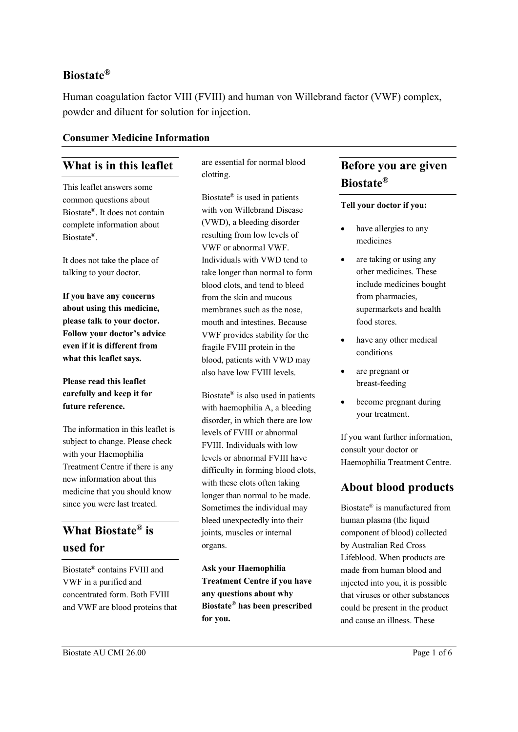# Biostate®

Human coagulation factor VIII (FVIII) and human von Willebrand factor (VWF) complex, powder and diluent for solution for injection.

**Consumer Medicine Information**

## What is in this leaflet

This leaflet answers some common questions about Biostate®. It does not contain complete information about Biostate®.

It does not take the place of talking to your doctor.

**If you have any concerns about using this medicine, please talk to your doctor. Follow your doctor's advice even if it is different from what this leaflet says.**

**Please read this leaflet carefully and keep it for future reference.**

The information in this leaflet is subject to change. Please check with your Haemophilia Treatment Centre if there is any new information about this medicine that you should know since you were last treated.

## What Biostate® is used for

Biostate® contains FVIII and VWF in a purified and concentrated form. Both FVIII and VWF are blood proteins that are essential for normal blood clotting.

Biostate® is used in patients with von Willebrand Disease (VWD), a bleeding disorder resulting from low levels of VWF or abnormal VWF. Individuals with VWD tend to take longer than normal to form blood clots, and tend to bleed from the skin and mucous membranes such as the nose, mouth and intestines. Because VWF provides stability for the fragile FVIII protein in the blood, patients with VWD may also have low FVIII levels.

Biostate® is also used in patients with haemophilia A, a bleeding disorder, in which there are low levels of FVIII or abnormal FVIII. Individuals with low levels or abnormal FVIII have difficulty in forming blood clots, with these clots often taking longer than normal to be made. Sometimes the individual may bleed unexpectedly into their joints, muscles or internal organs.

**Ask your Haemophilia Treatment Centre if you have any questions about why Biostate® has been prescribed for you.**

## Before you are given Biostate®

**Tell your doctor if you:**

- have allergies to any medicines
- are taking or using any other medicines. These include medicines bought from pharmacies, supermarkets and health food stores.
- have any other medical conditions
- are pregnant or breast-feeding
- become pregnant during your treatment.

If you want further information, consult your doctor or Haemophilia Treatment Centre.

## About blood products

Biostate® is manufactured from human plasma (the liquid component of blood) collected by Australian Red Cross Lifeblood. When products are made from human blood and injected into you, it is possible that viruses or other substances could be present in the product and cause an illness. These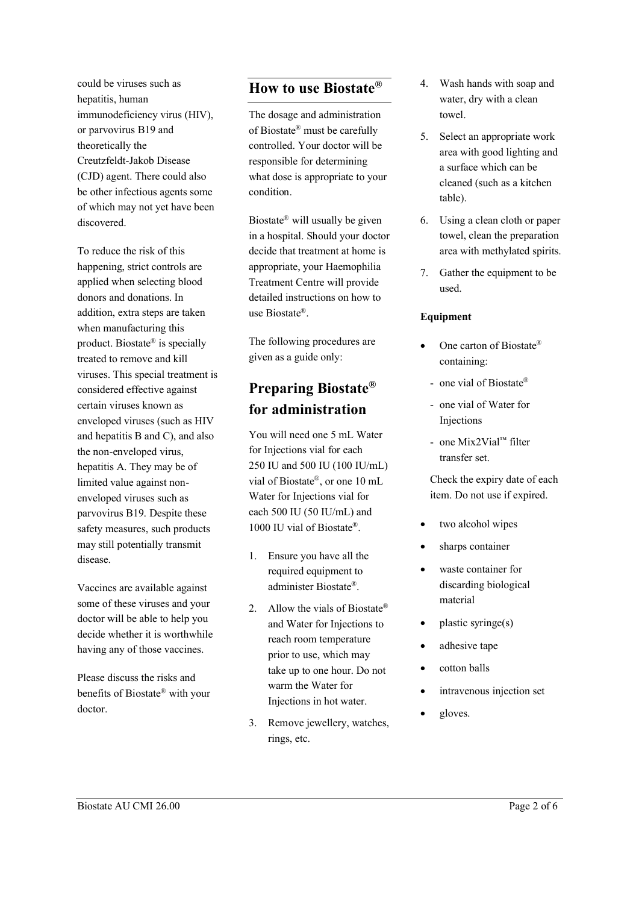could be viruses such as hepatitis, human immunodeficiency virus (HIV), or parvovirus B19 and theoretically the Creutzfeldt-Jakob Disease (CJD) agent. There could also be other infectious agents some of which may not yet have been discovered.

To reduce the risk of this happening, strict controls are applied when selecting blood donors and donations. In addition, extra steps are taken when manufacturing this product. Biostate® is specially treated to remove and kill viruses. This special treatment is considered effective against certain viruses known as enveloped viruses (such as HIV and hepatitis B and C), and also the non-enveloped virus, hepatitis A. They may be of limited value against non-enveloped viruses such as parvovirus B19. Despite these safety measures, such products may still potentially transmit disease.

Vaccines are available against some of these viruses and your doctor will be able to help you decide whether it is worthwhile having any of those vaccines.

Please discuss the risks and benefits of Biostate® with your doctor.

## How to use Biostate®

The dosage and administration of Biostate® must be carefully controlled. Your doctor will be responsible for determining what dose is appropriate to your condition.

Biostate® will usually be given in a hospital. Should your doctor decide that treatment at home is appropriate, your Haemophilia Treatment Centre will provide detailed instructions on how to use Biostate®.

The following procedures are given as a guide only:

## Preparing Biostate® for administration

You will need one 5 mL Water for Injections vial for each 250 IU and 500 IU (100 IU/mL) vial of Biostate®, or one 10 mL Water for Injections vial for each 500 IU (50 IU/mL) and 1000 IU vial of Biostate®.

1. Ensure you have all the required equipment to administer Biostate®.
2. Allow the vials of Biostate® and Water for Injections to reach room temperature prior to use, which may take up to one hour. Do not warm the Water for Injections in hot water.
3. Remove jewellery, watches, rings, etc.
4. Wash hands with soap and water, dry with a clean towel.
5. Select an appropriate work area with good lighting and a surface which can be cleaned (such as a kitchen table).
6. Using a clean cloth or paper towel, clean the preparation area with methylated spirits.
7. Gather the equipment to be used.

**Equipment**

- One carton of Biostate® containing:
  - one vial of Biostate®
  - one vial of Water for Injections
  - one Mix2Vial™ filter transfer set.

  Check the expiry date of each item. Do not use if expired.
- two alcohol wipes
- sharps container
- waste container for discarding biological material
- plastic syringe(s)
- adhesive tape
- cotton balls
- intravenous injection set
- gloves.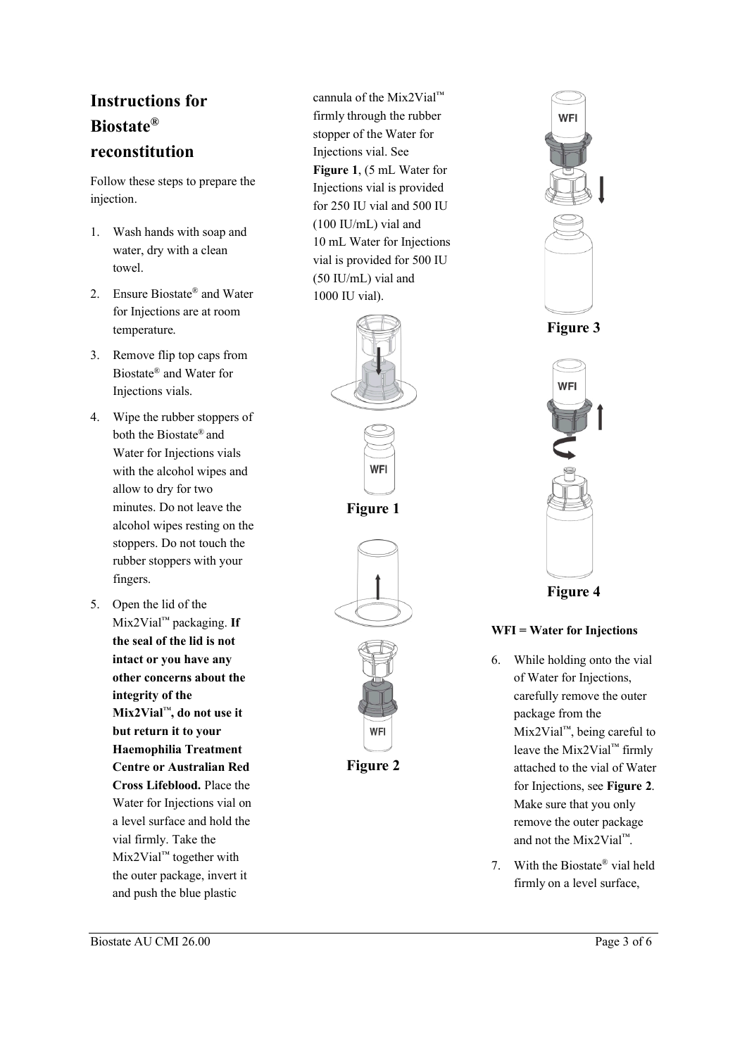# Instructions for Biostate® reconstitution

Follow these steps to prepare the injection.

1. Wash hands with soap and water, dry with a clean towel.
2. Ensure Biostate® and Water for Injections are at room temperature.
3. Remove flip top caps from Biostate® and Water for Injections vials.
4. Wipe the rubber stoppers of both the Biostate® and Water for Injections vials with the alcohol wipes and allow to dry for two minutes. Do not leave the alcohol wipes resting on the stoppers. Do not touch the rubber stoppers with your fingers.
5. Open the lid of the Mix2Vial™ packaging. **If the seal of the lid is not intact or you have any other concerns about the integrity of the Mix2Vial™, do not use it but return it to your Haemophilia Treatment Centre or Australian Red Cross Lifeblood.** Place the Water for Injections vial on a level surface and hold the vial firmly. Take the Mix2Vial™ together with the outer package, invert it and push the blue plastic cannula of the Mix2Vial™ firmly through the rubber stopper of the Water for Injections vial. See **Figure 1**, (5 mL Water for Injections vial is provided for 250 IU vial and 500 IU (100 IU/mL) vial and 10 mL Water for Injections vial is provided for 500 IU (50 IU/mL) vial and 1000 IU vial).

**Figure 1**

**Figure 2**

**Figure 3**

**Figure 4**

**WFI = Water for Injections**

6. While holding onto the vial of Water for Injections, carefully remove the outer package from the Mix2Vial™, being careful to leave the Mix2Vial™ firmly attached to the vial of Water for Injections, see **Figure 2**. Make sure that you only remove the outer package and not the Mix2Vial™.
7. With the Biostate® vial held firmly on a level surface,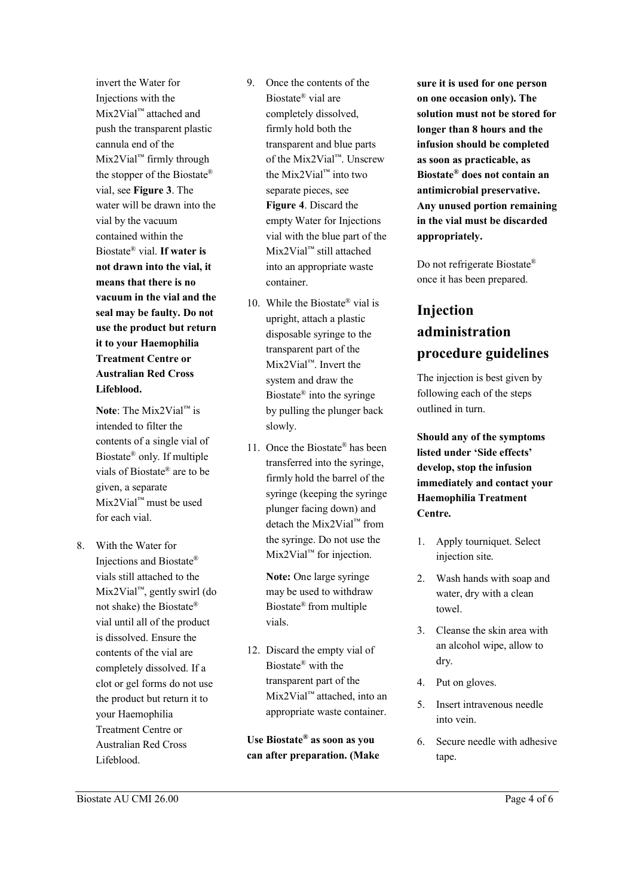invert the Water for Injections with the Mix2Vial™ attached and push the transparent plastic cannula end of the Mix2Vial™ firmly through the stopper of the Biostate® vial, see **Figure 3**. The water will be drawn into the vial by the vacuum contained within the Biostate® vial. **If water is not drawn into the vial, it means that there is no vacuum in the vial and the seal may be faulty. Do not use the product but return it to your Haemophilia Treatment Centre or Australian Red Cross Lifeblood.**

   **Note**: The Mix2Vial™ is intended to filter the contents of a single vial of Biostate® only. If multiple vials of Biostate® are to be given, a separate Mix2Vial™ must be used for each vial.

8. With the Water for Injections and Biostate® vials still attached to the Mix2Vial™, gently swirl (do not shake) the Biostate® vial until all of the product is dissolved. Ensure the contents of the vial are completely dissolved. If a clot or gel forms do not use the product but return it to your Haemophilia Treatment Centre or Australian Red Cross Lifeblood.
9. Once the contents of the Biostate® vial are completely dissolved, firmly hold both the transparent and blue parts of the Mix2Vial™. Unscrew the Mix2Vial™ into two separate pieces, see **Figure 4**. Discard the empty Water for Injections vial with the blue part of the Mix2Vial™ still attached into an appropriate waste container.
10. While the Biostate® vial is upright, attach a plastic disposable syringe to the transparent part of the Mix2Vial™. Invert the system and draw the Biostate® into the syringe by pulling the plunger back slowly.
11. Once the Biostate® has been transferred into the syringe, firmly hold the barrel of the syringe (keeping the syringe plunger facing down) and detach the Mix2Vial™ from the syringe. Do not use the Mix2Vial™ for injection.

    **Note:** One large syringe may be used to withdraw Biostate® from multiple vials.

12. Discard the empty vial of Biostate® with the transparent part of the Mix2Vial™ attached, into an appropriate waste container.

**Use Biostate® as soon as you can after preparation. (Make sure it is used for one person on one occasion only). The solution must not be stored for longer than 8 hours and the infusion should be completed as soon as practicable, as Biostate® does not contain an antimicrobial preservative. Any unused portion remaining in the vial must be discarded appropriately.**

Do not refrigerate Biostate® once it has been prepared.

# Injection administration procedure guidelines

The injection is best given by following each of the steps outlined in turn.

**Should any of the symptoms listed under 'Side effects' develop, stop the infusion immediately and contact your Haemophilia Treatment Centre.**

1. Apply tourniquet. Select injection site.
2. Wash hands with soap and water, dry with a clean towel.
3. Cleanse the skin area with an alcohol wipe, allow to dry.
4. Put on gloves.
5. Insert intravenous needle into vein.
6. Secure needle with adhesive tape.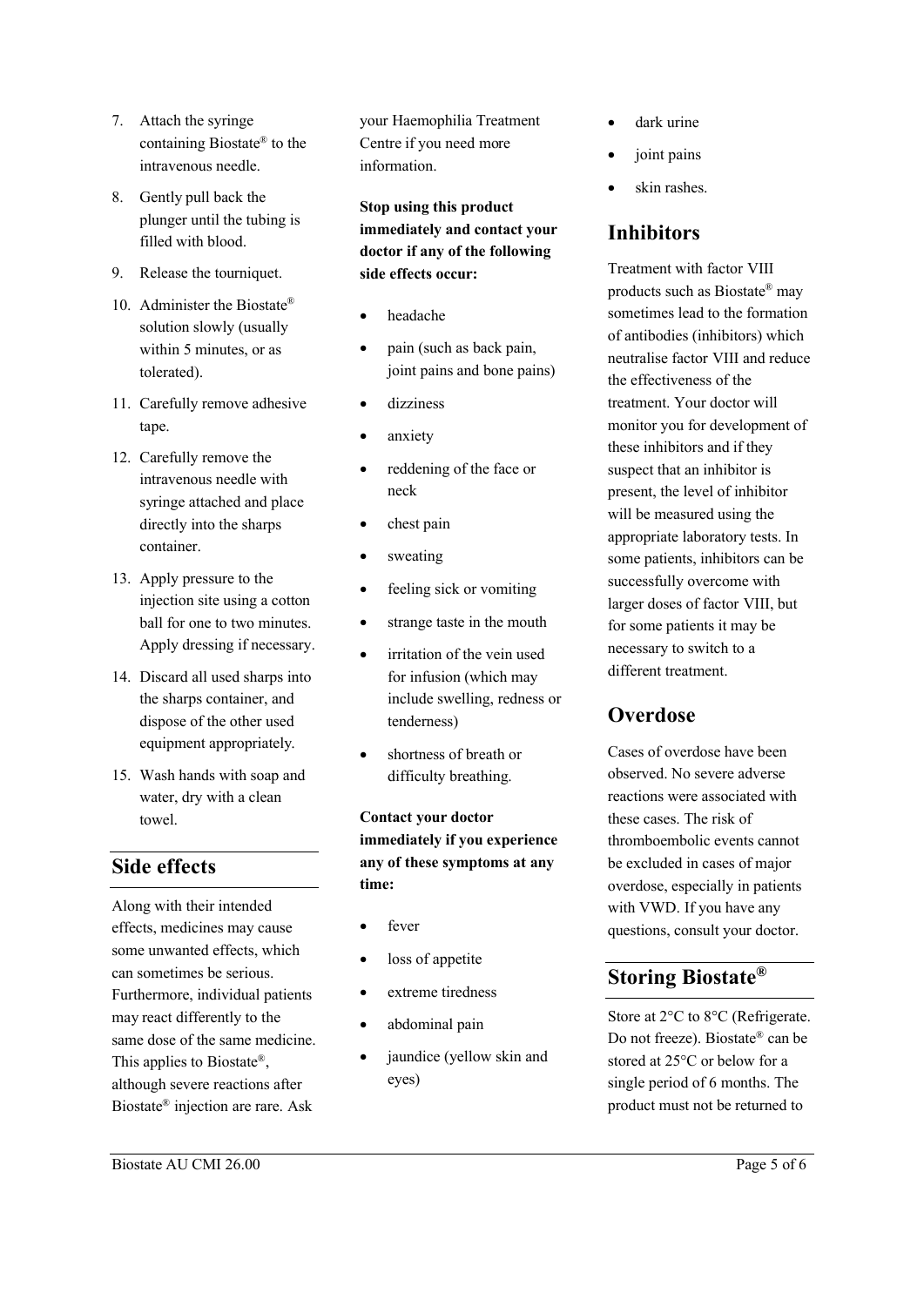7. Attach the syringe containing Biostate® to the intravenous needle.
8. Gently pull back the plunger until the tubing is filled with blood.
9. Release the tourniquet.
10. Administer the Biostate® solution slowly (usually within 5 minutes, or as tolerated).
11. Carefully remove adhesive tape.
12. Carefully remove the intravenous needle with syringe attached and place directly into the sharps container.
13. Apply pressure to the injection site using a cotton ball for one to two minutes. Apply dressing if necessary.
14. Discard all used sharps into the sharps container, and dispose of the other used equipment appropriately.
15. Wash hands with soap and water, dry with a clean towel.

## Side effects

Along with their intended effects, medicines may cause some unwanted effects, which can sometimes be serious. Furthermore, individual patients may react differently to the same dose of the same medicine. This applies to Biostate®, although severe reactions after Biostate® injection are rare. Ask your Haemophilia Treatment Centre if you need more information.

**Stop using this product immediately and contact your doctor if any of the following side effects occur:**

- headache
- pain (such as back pain, joint pains and bone pains)
- dizziness
- anxiety
- reddening of the face or neck
- chest pain
- sweating
- feeling sick or vomiting
- strange taste in the mouth
- irritation of the vein used for infusion (which may include swelling, redness or tenderness)
- shortness of breath or difficulty breathing.

**Contact your doctor immediately if you experience any of these symptoms at any time:**

- fever
- loss of appetite
- extreme tiredness
- abdominal pain
- jaundice (yellow skin and eyes)
- dark urine
- joint pains
- skin rashes.

## Inhibitors

Treatment with factor VIII products such as Biostate® may sometimes lead to the formation of antibodies (inhibitors) which neutralise factor VIII and reduce the effectiveness of the treatment. Your doctor will monitor you for development of these inhibitors and if they suspect that an inhibitor is present, the level of inhibitor will be measured using the appropriate laboratory tests. In some patients, inhibitors can be successfully overcome with larger doses of factor VIII, but for some patients it may be necessary to switch to a different treatment.

## Overdose

Cases of overdose have been observed. No severe adverse reactions were associated with these cases. The risk of thromboembolic events cannot be excluded in cases of major overdose, especially in patients with VWD. If you have any questions, consult your doctor.

## Storing Biostate®

Store at 2°C to 8°C (Refrigerate. Do not freeze). Biostate® can be stored at 25°C or below for a single period of 6 months. The product must not be returned to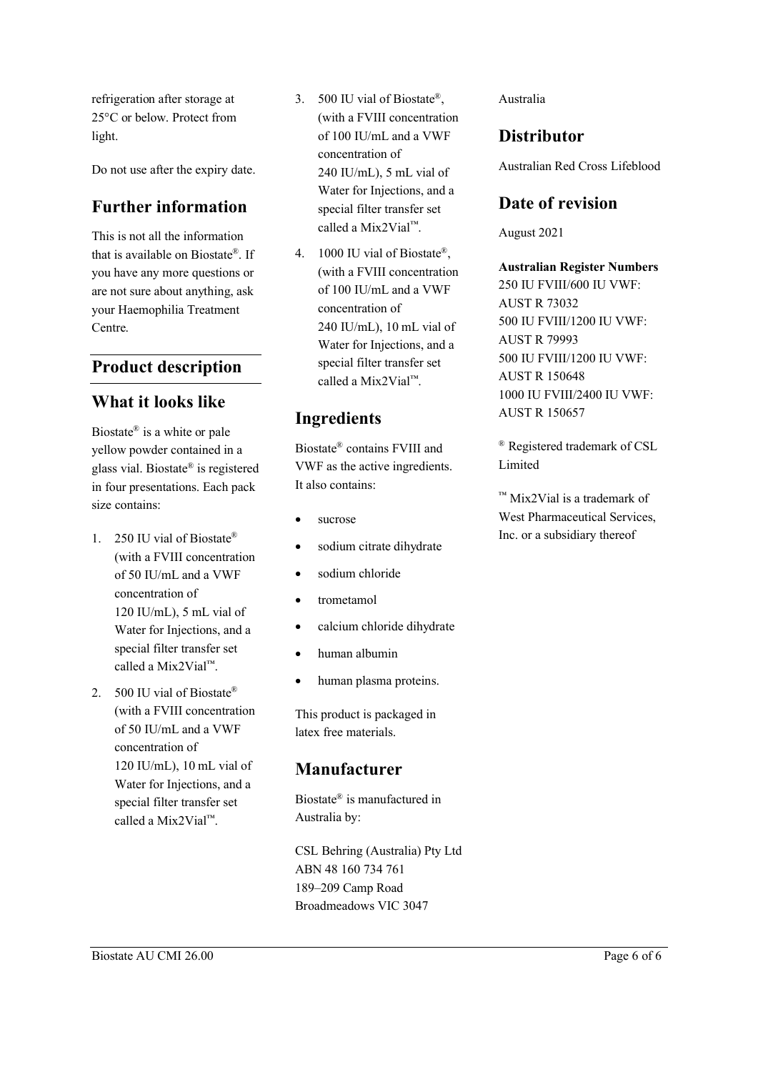refrigeration after storage at 25°C or below. Protect from light.

Do not use after the expiry date.

## Further information

This is not all the information that is available on Biostate®. If you have any more questions or are not sure about anything, ask your Haemophilia Treatment Centre.

# Product description

## What it looks like

Biostate® is a white or pale yellow powder contained in a glass vial. Biostate® is registered in four presentations. Each pack size contains:

1. 250 IU vial of Biostate® (with a FVIII concentration of 50 IU/mL and a VWF concentration of 120 IU/mL), 5 mL vial of Water for Injections, and a special filter transfer set called a Mix2Vial™.
2. 500 IU vial of Biostate® (with a FVIII concentration of 50 IU/mL and a VWF concentration of 120 IU/mL), 10 mL vial of Water for Injections, and a special filter transfer set called a Mix2Vial™.
3. 500 IU vial of Biostate®, (with a FVIII concentration of 100 IU/mL and a VWF concentration of 240 IU/mL), 5 mL vial of Water for Injections, and a special filter transfer set called a Mix2Vial™.
4. 1000 IU vial of Biostate®, (with a FVIII concentration of 100 IU/mL and a VWF concentration of 240 IU/mL), 10 mL vial of Water for Injections, and a special filter transfer set called a Mix2Vial™.

## Ingredients

Biostate® contains FVIII and VWF as the active ingredients. It also contains:

- sucrose
- sodium citrate dihydrate
- sodium chloride
- trometamol
- calcium chloride dihydrate
- human albumin
- human plasma proteins.

This product is packaged in latex free materials.

## Manufacturer

Biostate® is manufactured in Australia by:

CSL Behring (Australia) Pty Ltd
ABN 48 160 734 761
189–209 Camp Road
Broadmeadows VIC 3047
Australia

## Distributor

Australian Red Cross Lifeblood

## Date of revision

August 2021

**Australian Register Numbers**
250 IU FVIII/600 IU VWF: AUST R 73032
500 IU FVIII/1200 IU VWF: AUST R 79993
500 IU FVIII/1200 IU VWF: AUST R 150648
1000 IU FVIII/2400 IU VWF: AUST R 150657

® Registered trademark of CSL Limited

™ Mix2Vial is a trademark of West Pharmaceutical Services, Inc. or a subsidiary thereof